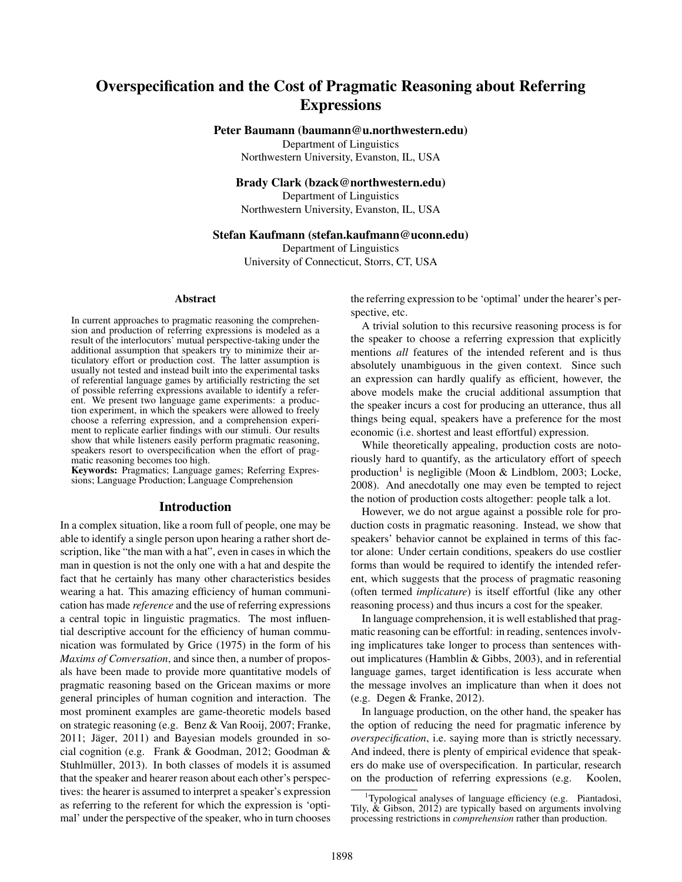# Overspecification and the Cost of Pragmatic Reasoning about Referring Expressions

**Peter Baumann (baumann@u.northwestern.edu)**
Department of Linguistics
Northwestern University, Evanston, IL, USA

**Brady Clark (bzack@northwestern.edu)**
Department of Linguistics
Northwestern University, Evanston, IL, USA

**Stefan Kaufmann (stefan.kaufmann@uconn.edu)**
Department of Linguistics
University of Connecticut, Storrs, CT, USA

## Abstract

In current approaches to pragmatic reasoning the comprehension and production of referring expressions is modeled as a result of the interlocutors' mutual perspective-taking under the additional assumption that speakers try to minimize their articulatory effort or production cost. The latter assumption is usually not tested and instead built into the experimental tasks of referential language games by artificially restricting the set of possible referring expressions available to identify a referent. We present two language game experiments: a production experiment, in which the speakers were allowed to freely choose a referring expression, and a comprehension experiment to replicate earlier findings with our stimuli. Our results show that while listeners easily perform pragmatic reasoning, speakers resort to overspecification when the effort of pragmatic reasoning becomes too high.

**Keywords:** Pragmatics; Language games; Referring Expressions; Language Production; Language Comprehension

## Introduction

In a complex situation, like a room full of people, one may be able to identify a single person upon hearing a rather short description, like "the man with a hat", even in cases in which the man in question is not the only one with a hat and despite the fact that he certainly has many other characteristics besides wearing a hat. This amazing efficiency of human communication has made *reference* and the use of referring expressions a central topic in linguistic pragmatics. The most influential descriptive account for the efficiency of human communication was formulated by Grice (1975) in the form of his *Maxims of Conversation*, and since then, a number of proposals have been made to provide more quantitative models of pragmatic reasoning based on the Gricean maxims or more general principles of human cognition and interaction. The most prominent examples are game-theoretic models based on strategic reasoning (e.g. Benz & Van Rooij, 2007; Franke, 2011; Jäger, 2011) and Bayesian models grounded in social cognition (e.g. Frank & Goodman, 2012; Goodman & Stuhlmüller, 2013). In both classes of models it is assumed that the speaker and hearer reason about each other's perspectives: the hearer is assumed to interpret a speaker's expression as referring to the referent for which the expression is 'optimal' under the perspective of the speaker, who in turn chooses the referring expression to be 'optimal' under the hearer's perspective, etc.

A trivial solution to this recursive reasoning process is for the speaker to choose a referring expression that explicitly mentions *all* features of the intended referent and is thus absolutely unambiguous in the given context. Since such an expression can hardly qualify as efficient, however, the above models make the crucial additional assumption that the speaker incurs a cost for producing an utterance, thus all things being equal, speakers have a preference for the most economic (i.e. shortest and least effortful) expression.

While theoretically appealing, production costs are notoriously hard to quantify, as the articulatory effort of speech production[1] is negligible (Moon & Lindblom, 2003; Locke, 2008). And anecdotally one may even be tempted to reject the notion of production costs altogether: people talk a lot.

However, we do not argue against a possible role for production costs in pragmatic reasoning. Instead, we show that speakers' behavior cannot be explained in terms of this factor alone: Under certain conditions, speakers do use costlier forms than would be required to identify the intended referent, which suggests that the process of pragmatic reasoning (often termed *implicature*) is itself effortful (like any other reasoning process) and thus incurs a cost for the speaker.

In language comprehension, it is well established that pragmatic reasoning can be effortful: in reading, sentences involving implicatures take longer to process than sentences without implicatures (Hamblin & Gibbs, 2003), and in referential language games, target identification is less accurate when the message involves an implicature than when it does not (e.g. Degen & Franke, 2012).

In language production, on the other hand, the speaker has the option of reducing the need for pragmatic inference by *overspecification*, i.e. saying more than is strictly necessary. And indeed, there is plenty of empirical evidence that speakers do make use of overspecification. In particular, research on the production of referring expressions (e.g. Koolen,

[1] Typological analyses of language efficiency (e.g. Piantadosi, Tily, & Gibson, 2012) are typically based on arguments involving processing restrictions in *comprehension* rather than production.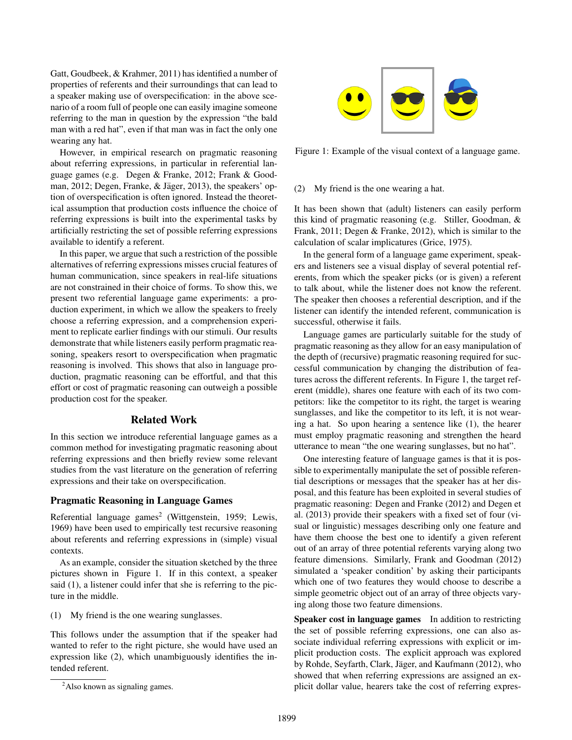Gatt, Goudbeek, & Krahmer, 2011) has identified a number of properties of referents and their surroundings that can lead to a speaker making use of overspecification: in the above scenario of a room full of people one can easily imagine someone referring to the man in question by the expression "the bald man with a red hat", even if that man was in fact the only one wearing any hat.

However, in empirical research on pragmatic reasoning about referring expressions, in particular in referential language games (e.g. Degen & Franke, 2012; Frank & Goodman, 2012; Degen, Franke, & Jäger, 2013), the speakers' option of overspecification is often ignored. Instead the theoretical assumption that production costs influence the choice of referring expressions is built into the experimental tasks by artificially restricting the set of possible referring expressions available to identify a referent.

In this paper, we argue that such a restriction of the possible alternatives of referring expressions misses crucial features of human communication, since speakers in real-life situations are not constrained in their choice of forms. To show this, we present two referential language game experiments: a production experiment, in which we allow the speakers to freely choose a referring expression, and a comprehension experiment to replicate earlier findings with our stimuli. Our results demonstrate that while listeners easily perform pragmatic reasoning, speakers resort to overspecification when pragmatic reasoning is involved. This shows that also in language production, pragmatic reasoning can be effortful, and that this effort or cost of pragmatic reasoning can outweigh a possible production cost for the speaker.

## Related Work

In this section we introduce referential language games as a common method for investigating pragmatic reasoning about referring expressions and then briefly review some relevant studies from the vast literature on the generation of referring expressions and their take on overspecification.

### Pragmatic Reasoning in Language Games

Referential language games[2] (Wittgenstein, 1959; Lewis, 1969) have been used to empirically test recursive reasoning about referents and referring expressions in (simple) visual contexts.

As an example, consider the situation sketched by the three pictures shown in Figure 1. If in this context, a speaker said (1), a listener could infer that she is referring to the picture in the middle.

(1) My friend is the one wearing sunglasses.

This follows under the assumption that if the speaker had wanted to refer to the right picture, she would have used an expression like (2), which unambiguously identifies the intended referent.

[2] Also known as signaling games.

Figure 1: Example of the visual context of a language game.

(2) My friend is the one wearing a hat.

It has been shown that (adult) listeners can easily perform this kind of pragmatic reasoning (e.g. Stiller, Goodman, & Frank, 2011; Degen & Franke, 2012), which is similar to the calculation of scalar implicatures (Grice, 1975).

In the general form of a language game experiment, speakers and listeners see a visual display of several potential referents, from which the speaker picks (or is given) a referent to talk about, while the listener does not know the referent. The speaker then chooses a referential description, and if the listener can identify the intended referent, communication is successful, otherwise it fails.

Language games are particularly suitable for the study of pragmatic reasoning as they allow for an easy manipulation of the depth of (recursive) pragmatic reasoning required for successful communication by changing the distribution of features across the different referents. In Figure 1, the target referent (middle), shares one feature with each of its two competitors: like the competitor to its right, the target is wearing sunglasses, and like the competitor to its left, it is not wearing a hat. So upon hearing a sentence like (1), the hearer must employ pragmatic reasoning and strengthen the heard utterance to mean "the one wearing sunglasses, but no hat".

One interesting feature of language games is that it is possible to experimentally manipulate the set of possible referential descriptions or messages that the speaker has at her disposal, and this feature has been exploited in several studies of pragmatic reasoning: Degen and Franke (2012) and Degen et al. (2013) provide their speakers with a fixed set of four (visual or linguistic) messages describing only one feature and have them choose the best one to identify a given referent out of an array of three potential referents varying along two feature dimensions. Similarly, Frank and Goodman (2012) simulated a 'speaker condition' by asking their participants which one of two features they would choose to describe a simple geometric object out of an array of three objects varying along those two feature dimensions.

**Speaker cost in language games** In addition to restricting the set of possible referring expressions, one can also associate individual referring expressions with explicit or implicit production costs. The explicit approach was explored by Rohde, Seyfarth, Clark, Jäger, and Kaufmann (2012), who showed that when referring expressions are assigned an explicit dollar value, hearers take the cost of referring expres-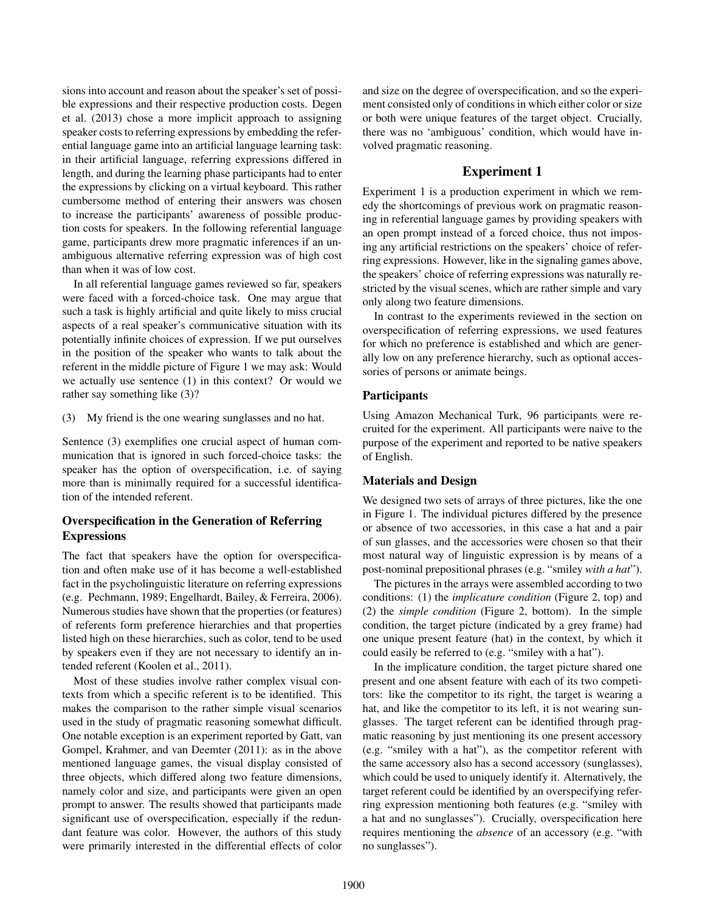sions into account and reason about the speaker's set of possible expressions and their respective production costs. Degen et al. (2013) chose a more implicit approach to assigning speaker costs to referring expressions by embedding the referential language game into an artificial language learning task: in their artificial language, referring expressions differed in length, and during the learning phase participants had to enter the expressions by clicking on a virtual keyboard. This rather cumbersome method of entering their answers was chosen to increase the participants' awareness of possible production costs for speakers. In the following referential language game, participants drew more pragmatic inferences if an unambiguous alternative referring expression was of high cost than when it was of low cost.

In all referential language games reviewed so far, speakers were faced with a forced-choice task. One may argue that such a task is highly artificial and quite likely to miss crucial aspects of a real speaker's communicative situation with its potentially infinite choices of expression. If we put ourselves in the position of the speaker who wants to talk about the referent in the middle picture of Figure 1 we may ask: Would we actually use sentence (1) in this context? Or would we rather say something like (3)?

(3) My friend is the one wearing sunglasses and no hat.

Sentence (3) exemplifies one crucial aspect of human communication that is ignored in such forced-choice tasks: the speaker has the option of overspecification, i.e. of saying more than is minimally required for a successful identification of the intended referent.

### Overspecification in the Generation of Referring Expressions

The fact that speakers have the option for overspecification and often make use of it has become a well-established fact in the psycholinguistic literature on referring expressions (e.g. Pechmann, 1989; Engelhardt, Bailey, & Ferreira, 2006). Numerous studies have shown that the properties (or features) of referents form preference hierarchies and that properties listed high on these hierarchies, such as color, tend to be used by speakers even if they are not necessary to identify an intended referent (Koolen et al., 2011).

Most of these studies involve rather complex visual contexts from which a specific referent is to be identified. This makes the comparison to the rather simple visual scenarios used in the study of pragmatic reasoning somewhat difficult. One notable exception is an experiment reported by Gatt, van Gompel, Krahmer, and van Deemter (2011): as in the above mentioned language games, the visual display consisted of three objects, which differed along two feature dimensions, namely color and size, and participants were given an open prompt to answer. The results showed that participants made significant use of overspecification, especially if the redundant feature was color. However, the authors of this study were primarily interested in the differential effects of color and size on the degree of overspecification, and so the experiment consisted only of conditions in which either color or size or both were unique features of the target object. Crucially, there was no 'ambiguous' condition, which would have involved pragmatic reasoning.

## Experiment 1

Experiment 1 is a production experiment in which we remedy the shortcomings of previous work on pragmatic reasoning in referential language games by providing speakers with an open prompt instead of a forced choice, thus not imposing any artificial restrictions on the speakers' choice of referring expressions. However, like in the signaling games above, the speakers' choice of referring expressions was naturally restricted by the visual scenes, which are rather simple and vary only along two feature dimensions.

In contrast to the experiments reviewed in the section on overspecification of referring expressions, we used features for which no preference is established and which are generally low on any preference hierarchy, such as optional accessories of persons or animate beings.

### Participants

Using Amazon Mechanical Turk, 96 participants were recruited for the experiment. All participants were naive to the purpose of the experiment and reported to be native speakers of English.

### Materials and Design

We designed two sets of arrays of three pictures, like the one in Figure 1. The individual pictures differed by the presence or absence of two accessories, in this case a hat and a pair of sun glasses, and the accessories were chosen so that their most natural way of linguistic expression is by means of a post-nominal prepositional phrases (e.g. "smiley *with a hat*").

The pictures in the arrays were assembled according to two conditions: (1) the *implicature condition* (Figure 2, top) and (2) the *simple condition* (Figure 2, bottom). In the simple condition, the target picture (indicated by a grey frame) had one unique present feature (hat) in the context, by which it could easily be referred to (e.g. "smiley with a hat").

In the implicature condition, the target picture shared one present and one absent feature with each of its two competitors: like the competitor to its right, the target is wearing a hat, and like the competitor to its left, it is not wearing sunglasses. The target referent can be identified through pragmatic reasoning by just mentioning its one present accessory (e.g. "smiley with a hat"), as the competitor referent with the same accessory also has a second accessory (sunglasses), which could be used to uniquely identify it. Alternatively, the target referent could be identified by an overspecifying referring expression mentioning both features (e.g. "smiley with a hat and no sunglasses"). Crucially, overspecification here requires mentioning the *absence* of an accessory (e.g. "with no sunglasses").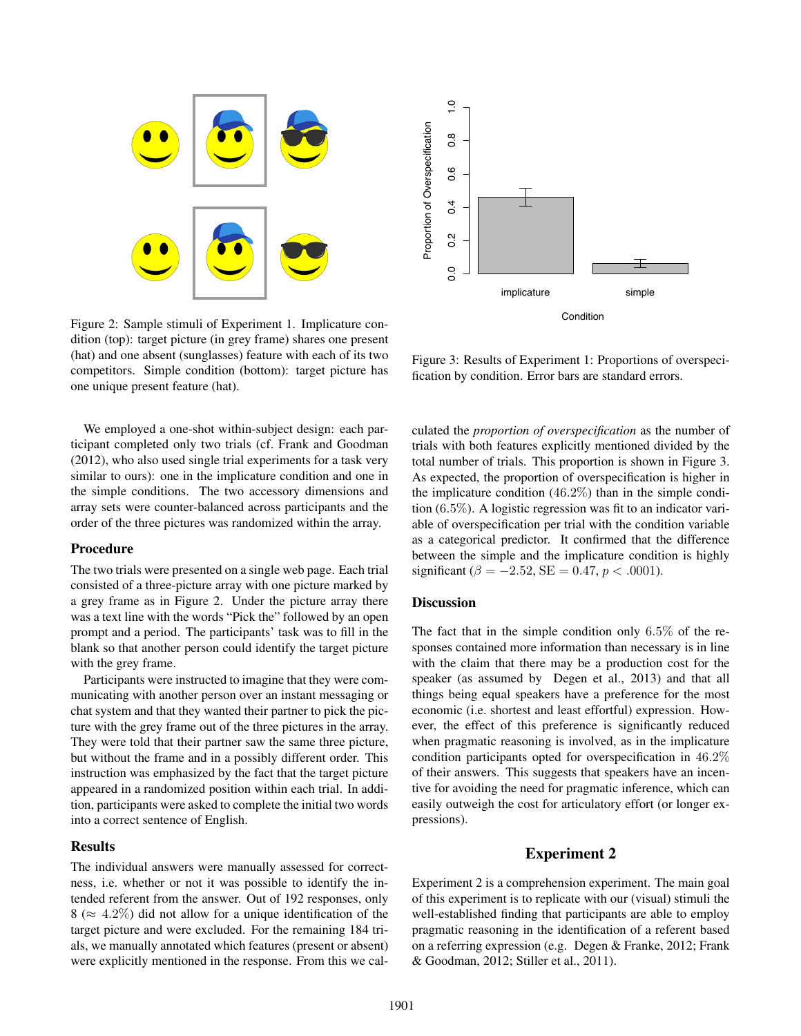Figure 2: Sample stimuli of Experiment 1. Implicature condition (top): target picture (in grey frame) shares one present (hat) and one absent (sunglasses) feature with each of its two competitors. Simple condition (bottom): target picture has one unique present feature (hat).

Figure 3: Results of Experiment 1: Proportions of overspecification by condition. Error bars are standard errors.

We employed a one-shot within-subject design: each participant completed only two trials (cf. Frank and Goodman (2012), who also used single trial experiments for a task very similar to ours): one in the implicature condition and one in the simple conditions. The two accessory dimensions and array sets were counter-balanced across participants and the order of the three pictures was randomized within the array.

### Procedure

The two trials were presented on a single web page. Each trial consisted of a three-picture array with one picture marked by a grey frame as in Figure 2. Under the picture array there was a text line with the words "Pick the" followed by an open prompt and a period. The participants' task was to fill in the blank so that another person could identify the target picture with the grey frame.

Participants were instructed to imagine that they were communicating with another person over an instant messaging or chat system and that they wanted their partner to pick the picture with the grey frame out of the three pictures in the array. They were told that their partner saw the same three picture, but without the frame and in a possibly different order. This instruction was emphasized by the fact that the target picture appeared in a randomized position within each trial. In addition, participants were asked to complete the initial two words into a correct sentence of English.

### Results

The individual answers were manually assessed for correctness, i.e. whether or not it was possible to identify the intended referent from the answer. Out of 192 responses, only 8 ($\approx 4.2\%$) did not allow for a unique identification of the target picture and were excluded. For the remaining 184 trials, we manually annotated which features (present or absent) were explicitly mentioned in the response. From this we calculated the *proportion of overspecification* as the number of trials with both features explicitly mentioned divided by the total number of trials. This proportion is shown in Figure 3. As expected, the proportion of overspecification is higher in the implicature condition ($46.2\%$) than in the simple condition ($6.5\%$). A logistic regression was fit to an indicator variable of overspecification per trial with the condition variable as a categorical predictor. It confirmed that the difference between the simple and the implicature condition is highly significant ($\beta = -2.52$, $\text{SE} = 0.47$, $p < .0001$).

### Discussion

The fact that in the simple condition only $6.5\%$ of the responses contained more information than necessary is in line with the claim that there may be a production cost for the speaker (as assumed by Degen et al., 2013) and that all things being equal speakers have a preference for the most economic (i.e. shortest and least effortful) expression. However, the effect of this preference is significantly reduced when pragmatic reasoning is involved, as in the implicature condition participants opted for overspecification in $46.2\%$ of their answers. This suggests that speakers have an incentive for avoiding the need for pragmatic inference, which can easily outweigh the cost for articulatory effort (or longer expressions).

## Experiment 2

Experiment 2 is a comprehension experiment. The main goal of this experiment is to replicate with our (visual) stimuli the well-established finding that participants are able to employ pragmatic reasoning in the identification of a referent based on a referring expression (e.g. Degen & Franke, 2012; Frank & Goodman, 2012; Stiller et al., 2011).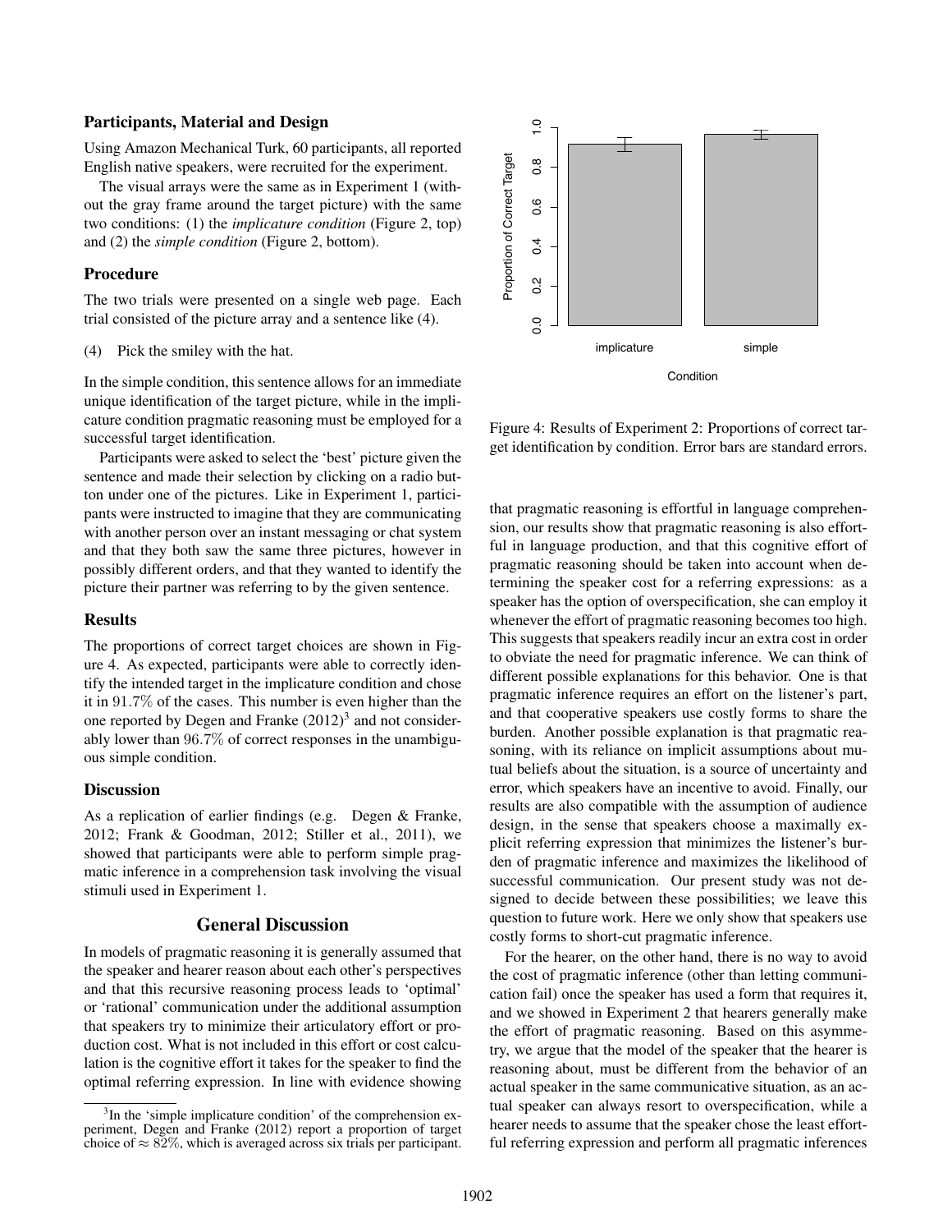### Participants, Material and Design

Using Amazon Mechanical Turk, 60 participants, all reported English native speakers, were recruited for the experiment.

The visual arrays were the same as in Experiment 1 (without the gray frame around the target picture) with the same two conditions: (1) the *implicature condition* (Figure 2, top) and (2) the *simple condition* (Figure 2, bottom).

### Procedure

The two trials were presented on a single web page. Each trial consisted of the picture array and a sentence like (4).

(4) Pick the smiley with the hat.

In the simple condition, this sentence allows for an immediate unique identification of the target picture, while in the implicature condition pragmatic reasoning must be employed for a successful target identification.

Participants were asked to select the 'best' picture given the sentence and made their selection by clicking on a radio button under one of the pictures. Like in Experiment 1, participants were instructed to imagine that they are communicating with another person over an instant messaging or chat system and that they both saw the same three pictures, however in possibly different orders, and that they wanted to identify the picture their partner was referring to by the given sentence.

### Results

The proportions of correct target choices are shown in Figure 4. As expected, participants were able to correctly identify the intended target in the implicature condition and chose it in 91.7% of the cases. This number is even higher than the one reported by Degen and Franke (2012)[3] and not considerably lower than 96.7% of correct responses in the unambiguous simple condition.

### Discussion

As a replication of earlier findings (e.g. Degen & Franke, 2012; Frank & Goodman, 2012; Stiller et al., 2011), we showed that participants were able to perform simple pragmatic inference in a comprehension task involving the visual stimuli used in Experiment 1.

Figure 4: Results of Experiment 2: Proportions of correct target identification by condition. Error bars are standard errors.

## General Discussion

In models of pragmatic reasoning it is generally assumed that the speaker and hearer reason about each other's perspectives and that this recursive reasoning process leads to 'optimal' or 'rational' communication under the additional assumption that speakers try to minimize their articulatory effort or production cost. What is not included in this effort or cost calculation is the cognitive effort it takes for the speaker to find the optimal referring expression. In line with evidence showing that pragmatic reasoning is effortful in language comprehension, our results show that pragmatic reasoning is also effortful in language production, and that this cognitive effort of pragmatic reasoning should be taken into account when determining the speaker cost for a referring expressions: as a speaker has the option of overspecification, she can employ it whenever the effort of pragmatic reasoning becomes too high. This suggests that speakers readily incur an extra cost in order to obviate the need for pragmatic inference. We can think of different possible explanations for this behavior. One is that pragmatic inference requires an effort on the listener's part, and that cooperative speakers use costly forms to share the burden. Another possible explanation is that pragmatic reasoning, with its reliance on implicit assumptions about mutual beliefs about the situation, is a source of uncertainty and error, which speakers have an incentive to avoid. Finally, our results are also compatible with the assumption of audience design, in the sense that speakers choose a maximally explicit referring expression that minimizes the listener's burden of pragmatic inference and maximizes the likelihood of successful communication. Our present study was not designed to decide between these possibilities; we leave this question to future work. Here we only show that speakers use costly forms to short-cut pragmatic inference.

For the hearer, on the other hand, there is no way to avoid the cost of pragmatic inference (other than letting communication fail) once the speaker has used a form that requires it, and we showed in Experiment 2 that hearers generally make the effort of pragmatic reasoning. Based on this asymmetry, we argue that the model of the speaker that the hearer is reasoning about, must be different from the behavior of an actual speaker in the same communicative situation, as an actual speaker can always resort to overspecification, while a hearer needs to assume that the speaker chose the least effortful referring expression and perform all pragmatic inferences

[3] In the 'simple implicature condition' of the comprehension experiment, Degen and Franke (2012) report a proportion of target choice of $\approx 82\%$, which is averaged across six trials per participant.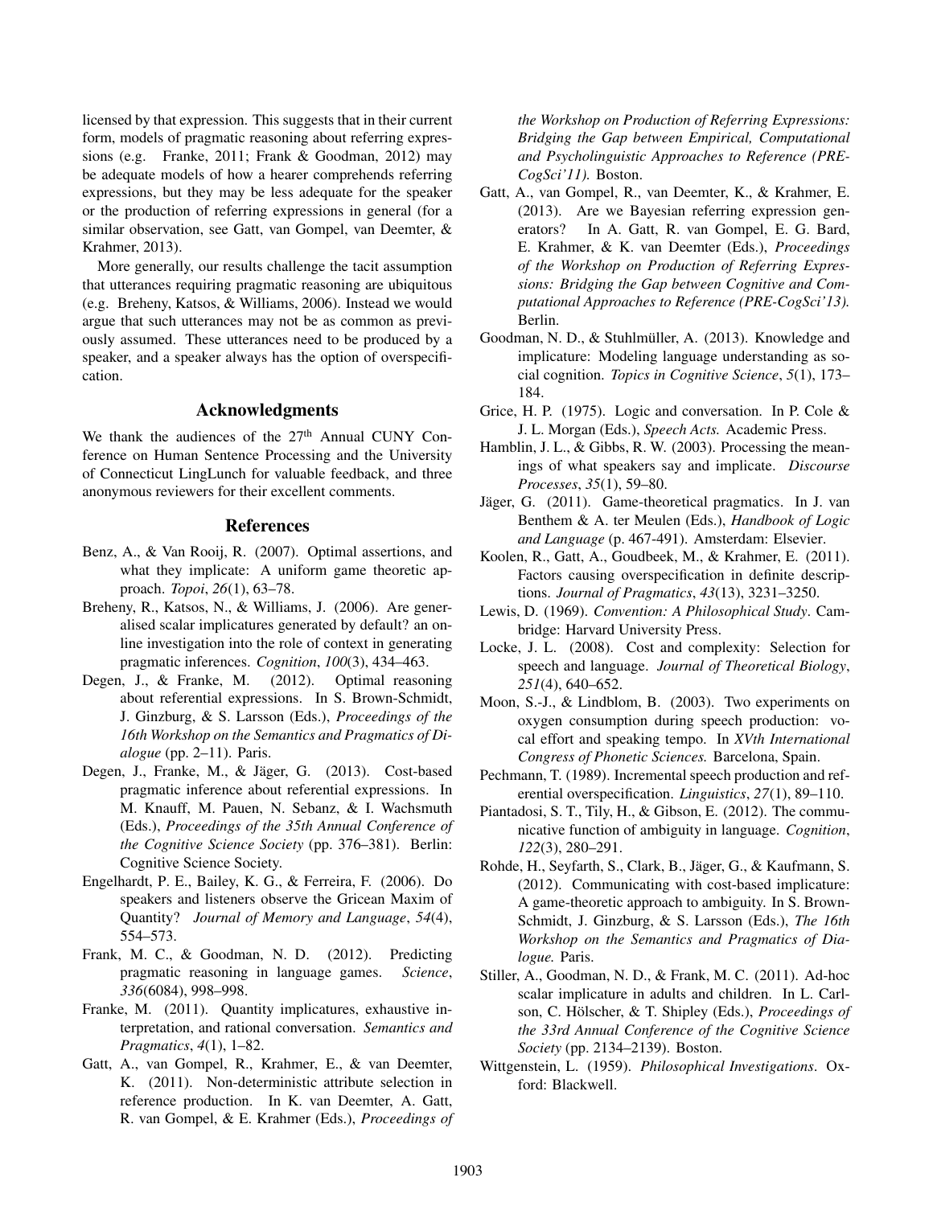licensed by that expression. This suggests that in their current form, models of pragmatic reasoning about referring expressions (e.g. Franke, 2011; Frank & Goodman, 2012) may be adequate models of how a hearer comprehends referring expressions, but they may be less adequate for the speaker or the production of referring expressions in general (for a similar observation, see Gatt, van Gompel, van Deemter, & Krahmer, 2013).

More generally, our results challenge the tacit assumption that utterances requiring pragmatic reasoning are ubiquitous (e.g. Breheny, Katsos, & Williams, 2006). Instead we would argue that such utterances may not be as common as previously assumed. These utterances need to be produced by a speaker, and a speaker always has the option of overspecification.

## Acknowledgments

We thank the audiences of the 27th Annual CUNY Conference on Human Sentence Processing and the University of Connecticut LingLunch for valuable feedback, and three anonymous reviewers for their excellent comments.

## References

Benz, A., & Van Rooij, R. (2007). Optimal assertions, and what they implicate: A uniform game theoretic approach. *Topoi*, *26*(1), 63–78.

Breheny, R., Katsos, N., & Williams, J. (2006). Are generalised scalar implicatures generated by default? an online investigation into the role of context in generating pragmatic inferences. *Cognition*, *100*(3), 434–463.

Degen, J., & Franke, M. (2012). Optimal reasoning about referential expressions. In S. Brown-Schmidt, J. Ginzburg, & S. Larsson (Eds.), *Proceedings of the 16th Workshop on the Semantics and Pragmatics of Dialogue* (pp. 2–11). Paris.

Degen, J., Franke, M., & Jäger, G. (2013). Cost-based pragmatic inference about referential expressions. In M. Knauff, M. Pauen, N. Sebanz, & I. Wachsmuth (Eds.), *Proceedings of the 35th Annual Conference of the Cognitive Science Society* (pp. 376–381). Berlin: Cognitive Science Society.

Engelhardt, P. E., Bailey, K. G., & Ferreira, F. (2006). Do speakers and listeners observe the Gricean Maxim of Quantity? *Journal of Memory and Language*, *54*(4), 554–573.

Frank, M. C., & Goodman, N. D. (2012). Predicting pragmatic reasoning in language games. *Science*, *336*(6084), 998–998.

Franke, M. (2011). Quantity implicatures, exhaustive interpretation, and rational conversation. *Semantics and Pragmatics*, *4*(1), 1–82.

Gatt, A., van Gompel, R., Krahmer, E., & van Deemter, K. (2011). Non-deterministic attribute selection in reference production. In K. van Deemter, A. Gatt, R. van Gompel, & E. Krahmer (Eds.), *Proceedings of the Workshop on Production of Referring Expressions: Bridging the Gap between Empirical, Computational and Psycholinguistic Approaches to Reference (PRE-CogSci'11).* Boston.

Gatt, A., van Gompel, R., van Deemter, K., & Krahmer, E. (2013). Are we Bayesian referring expression generators? In A. Gatt, R. van Gompel, E. G. Bard, E. Krahmer, & K. van Deemter (Eds.), *Proceedings of the Workshop on Production of Referring Expressions: Bridging the Gap between Cognitive and Computational Approaches to Reference (PRE-CogSci'13).* Berlin.

Goodman, N. D., & Stuhlmüller, A. (2013). Knowledge and implicature: Modeling language understanding as social cognition. *Topics in Cognitive Science*, *5*(1), 173–184.

Grice, H. P. (1975). Logic and conversation. In P. Cole & J. L. Morgan (Eds.), *Speech Acts.* Academic Press.

Hamblin, J. L., & Gibbs, R. W. (2003). Processing the meanings of what speakers say and implicate. *Discourse Processes*, *35*(1), 59–80.

Jäger, G. (2011). Game-theoretical pragmatics. In J. van Benthem & A. ter Meulen (Eds.), *Handbook of Logic and Language* (p. 467-491). Amsterdam: Elsevier.

Koolen, R., Gatt, A., Goudbeek, M., & Krahmer, E. (2011). Factors causing overspecification in definite descriptions. *Journal of Pragmatics*, *43*(13), 3231–3250.

Lewis, D. (1969). *Convention: A Philosophical Study*. Cambridge: Harvard University Press.

Locke, J. L. (2008). Cost and complexity: Selection for speech and language. *Journal of Theoretical Biology*, *251*(4), 640–652.

Moon, S.-J., & Lindblom, B. (2003). Two experiments on oxygen consumption during speech production: vocal effort and speaking tempo. In *XVth International Congress of Phonetic Sciences.* Barcelona, Spain.

Pechmann, T. (1989). Incremental speech production and referential overspecification. *Linguistics*, *27*(1), 89–110.

Piantadosi, S. T., Tily, H., & Gibson, E. (2012). The communicative function of ambiguity in language. *Cognition*, *122*(3), 280–291.

Rohde, H., Seyfarth, S., Clark, B., Jäger, G., & Kaufmann, S. (2012). Communicating with cost-based implicature: A game-theoretic approach to ambiguity. In S. Brown-Schmidt, J. Ginzburg, & S. Larsson (Eds.), *The 16th Workshop on the Semantics and Pragmatics of Dialogue.* Paris.

Stiller, A., Goodman, N. D., & Frank, M. C. (2011). Ad-hoc scalar implicature in adults and children. In L. Carlson, C. Hölscher, & T. Shipley (Eds.), *Proceedings of the 33rd Annual Conference of the Cognitive Science Society* (pp. 2134–2139). Boston.

Wittgenstein, L. (1959). *Philosophical Investigations*. Oxford: Blackwell.